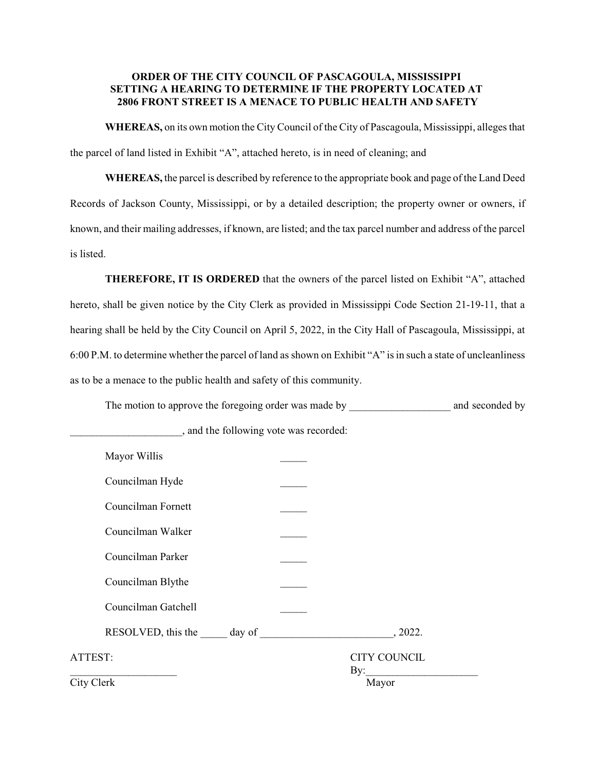**ORDER OF THE CITY COUNCIL OF PASCAGOULA, MISSISSIPPI SETTING A HEARING TO DETERMINE IF THE PROPERTY LOCATED AT 2806 FRONT STREET IS A MENACE TO PUBLIC HEALTH AND SAFETY**

**WHEREAS,** on its own motion the City Council of the City of Pascagoula, Mississippi, alleges that the parcel of land listed in Exhibit "A", attached hereto, is in need of cleaning; and

**WHEREAS,** the parcel is described by reference to the appropriate book and page of the Land Deed Records of Jackson County, Mississippi, or by a detailed description; the property owner or owners, if known, and their mailing addresses, if known, are listed; and the tax parcel number and address of the parcel is listed.

**THEREFORE, IT IS ORDERED** that the owners of the parcel listed on Exhibit "A", attached hereto, shall be given notice by the City Clerk as provided in Mississippi Code Section 21-19-11, that a hearing shall be held by the City Council on April 5, 2022, in the City Hall of Pascagoula, Mississippi, at 6:00 P.M. to determine whether the parcel of land as shown on Exhibit "A" is in such a state of uncleanliness as to be a menace to the public health and safety of this community.

The motion to approve the foregoing order was made by ___________________ and seconded by _____________________, and the following vote was recorded:

Mayor Willis _____

Councilman Hyde _____

Councilman Fornett _____

Councilman Walker _____

Councilman Parker _____

Councilman Blythe _____

Councilman Gatchell _____

RESOLVED, this the _____ day of _________________________, 2022.

ATTEST:

____________________
City Clerk

CITY COUNCIL

By:_____________________
Mayor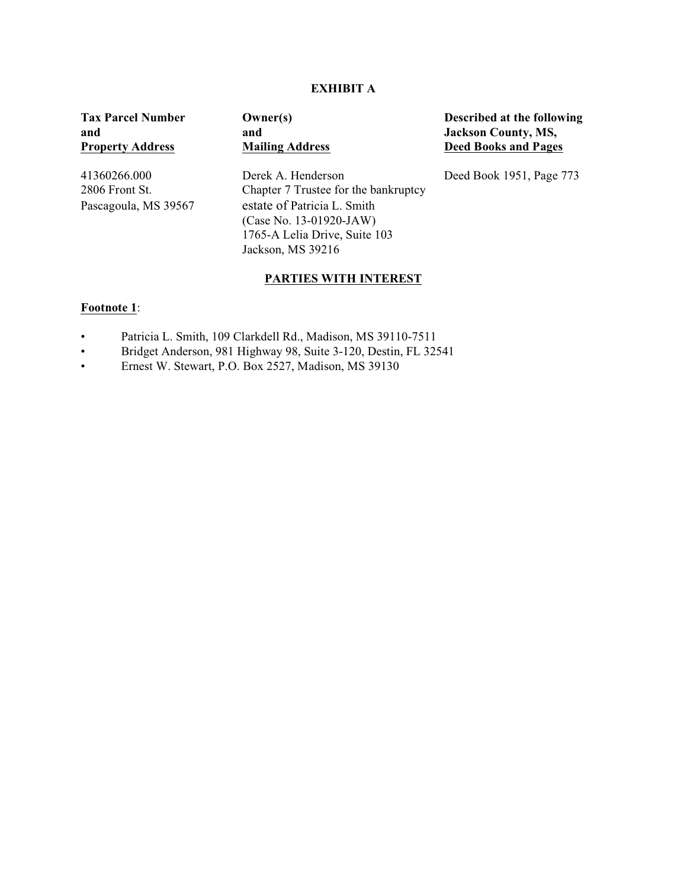# EXHIBIT A

| **Tax Parcel Number and Property Address** | **Owner(s) and Mailing Address** | **Described at the following Jackson County, MS, Deed Books and Pages** |
|---|---|---|
| 41360266.000<br>2806 Front St.<br>Pascagoula, MS 39567 | Derek A. Henderson<br>Chapter 7 Trustee for the bankruptcy estate of Patricia L. Smith<br>(Case No. 13-01920-JAW)<br>1765-A Lelia Drive, Suite 103<br>Jackson, MS 39216 | Deed Book 1951, Page 773 |

## PARTIES WITH INTEREST

**Footnote 1**:

- Patricia L. Smith, 109 Clarkdell Rd., Madison, MS 39110-7511
- Bridget Anderson, 981 Highway 98, Suite 3-120, Destin, FL 32541
- Ernest W. Stewart, P.O. Box 2527, Madison, MS 39130